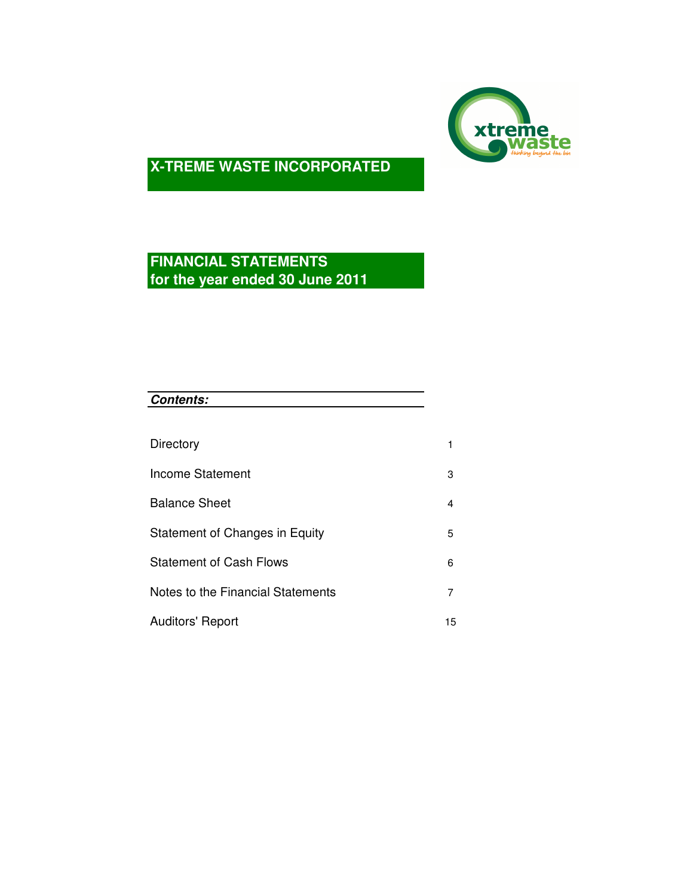# X-TREME WASTE INCORPORATED

## FINANCIAL STATEMENTS
## for the year ended 30 June 2011

***Contents:***

| | |
|---|---|
| Directory | 1 |
| Income Statement | 3 |
| Balance Sheet | 4 |
| Statement of Changes in Equity | 5 |
| Statement of Cash Flows | 6 |
| Notes to the Financial Statements | 7 |
| Auditors' Report | 15 |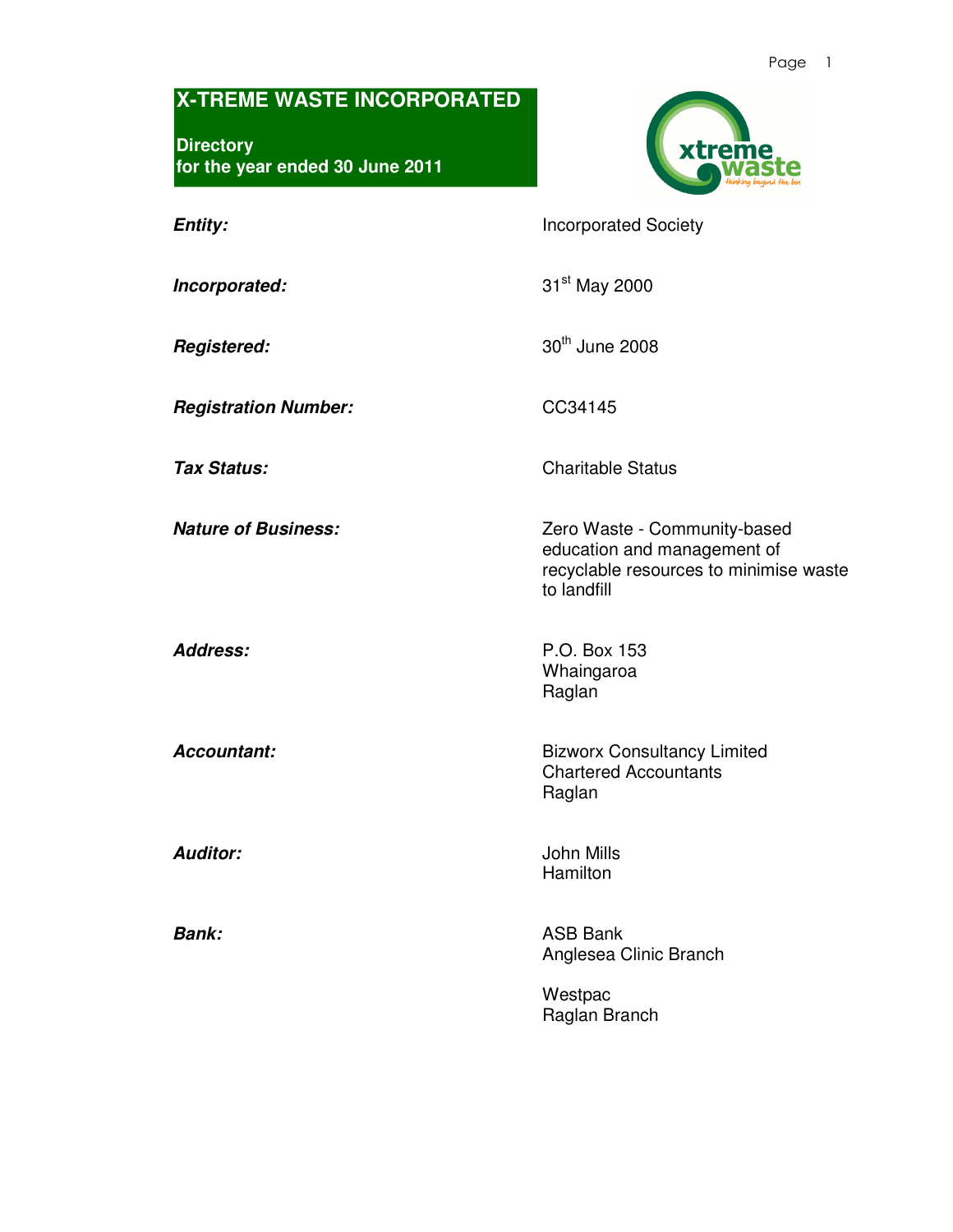# X-TREME WASTE INCORPORATED

## Directory
## for the year ended 30 June 2011

| | |
|---|---|
| ***Entity:*** | Incorporated Society |
| ***Incorporated:*** | 31st May 2000 |
| ***Registered:*** | 30th June 2008 |
| ***Registration Number:*** | CC34145 |
| ***Tax Status:*** | Charitable Status |
| ***Nature of Business:*** | Zero Waste - Community-based education and management of recyclable resources to minimise waste to landfill |
| ***Address:*** | P.O. Box 153<br>Whaingaroa<br>Raglan |
| ***Accountant:*** | Bizworx Consultancy Limited<br>Chartered Accountants<br>Raglan |
| ***Auditor:*** | John Mills<br>Hamilton |
| ***Bank:*** | ASB Bank<br>Anglesea Clinic Branch<br><br>Westpac<br>Raglan Branch |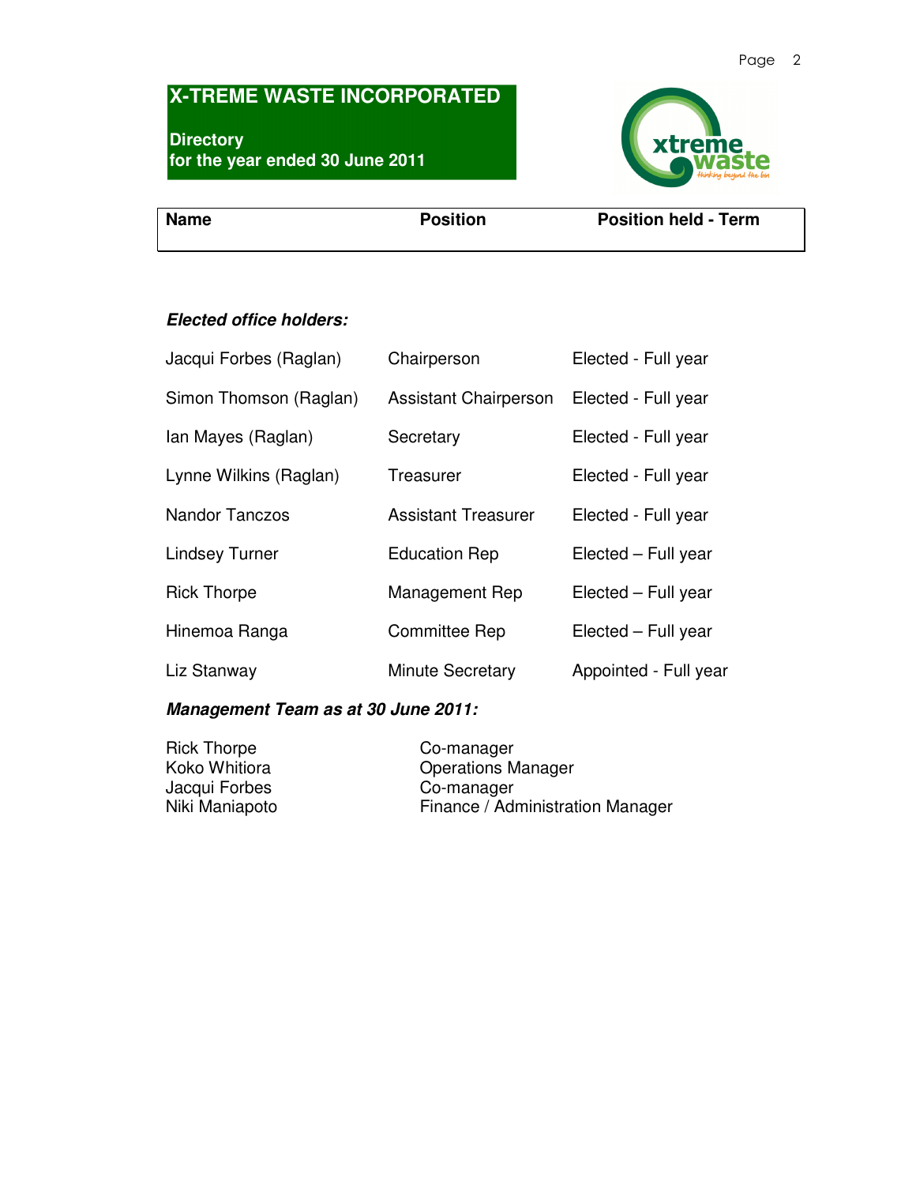# X-TREME WASTE INCORPORATED

**Directory**
**for the year ended 30 June 2011**

| Name | Position | Position held - Term |
|---|---|---|
| ***Elected office holders:*** | | |
| Jacqui Forbes (Raglan) | Chairperson | Elected - Full year |
| Simon Thomson (Raglan) | Assistant Chairperson | Elected - Full year |
| Ian Mayes (Raglan) | Secretary | Elected - Full year |
| Lynne Wilkins (Raglan) | Treasurer | Elected - Full year |
| Nandor Tanczos | Assistant Treasurer | Elected - Full year |
| Lindsey Turner | Education Rep | Elected – Full year |
| Rick Thorpe | Management Rep | Elected – Full year |
| Hinemoa Ranga | Committee Rep | Elected – Full year |
| Liz Stanway | Minute Secretary | Appointed - Full year |

***Management Team as at 30 June 2011:***

| Name | Position |
|---|---|
| Rick Thorpe | Co-manager |
| Koko Whitiora | Operations Manager |
| Jacqui Forbes | Co-manager |
| Niki Maniapoto | Finance / Administration Manager |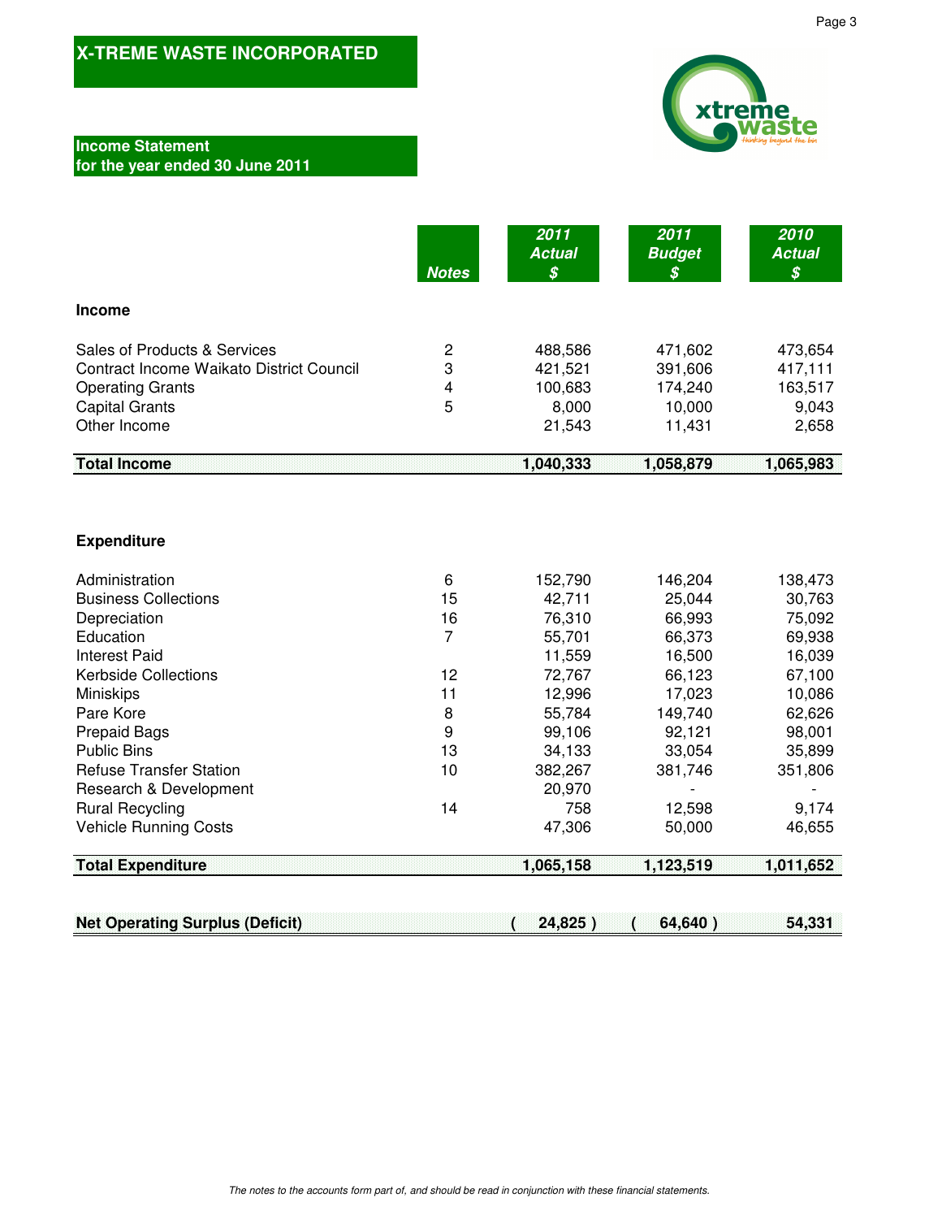# X-TREME WASTE INCORPORATED

## Income Statement
## for the year ended 30 June 2011

| | Notes | 2011 Actual $ | 2011 Budget $ | 2010 Actual $ |
|---|---|---|---|---|
| **Income** | | | | |
| Sales of Products & Services | 2 | 488,586 | 471,602 | 473,654 |
| Contract Income Waikato District Council | 3 | 421,521 | 391,606 | 417,111 |
| Operating Grants | 4 | 100,683 | 174,240 | 163,517 |
| Capital Grants | 5 | 8,000 | 10,000 | 9,043 |
| Other Income | | 21,543 | 11,431 | 2,658 |
| **Total Income** | | **1,040,333** | **1,058,879** | **1,065,983** |
| **Expenditure** | | | | |
| Administration | 6 | 152,790 | 146,204 | 138,473 |
| Business Collections | 15 | 42,711 | 25,044 | 30,763 |
| Depreciation | 16 | 76,310 | 66,993 | 75,092 |
| Education | 7 | 55,701 | 66,373 | 69,938 |
| Interest Paid | | 11,559 | 16,500 | 16,039 |
| Kerbside Collections | 12 | 72,767 | 66,123 | 67,100 |
| Miniskips | 11 | 12,996 | 17,023 | 10,086 |
| Pare Kore | 8 | 55,784 | 149,740 | 62,626 |
| Prepaid Bags | 9 | 99,106 | 92,121 | 98,001 |
| Public Bins | 13 | 34,133 | 33,054 | 35,899 |
| Refuse Transfer Station | 10 | 382,267 | 381,746 | 351,806 |
| Research & Development | | 20,970 | - | - |
| Rural Recycling | 14 | 758 | 12,598 | 9,174 |
| Vehicle Running Costs | | 47,306 | 50,000 | 46,655 |
| **Total Expenditure** | | **1,065,158** | **1,123,519** | **1,011,652** |
| **Net Operating Surplus (Deficit)** | | **( 24,825 )** | **( 64,640 )** | **54,331** |

*The notes to the accounts form part of, and should be read in conjunction with these financial statements.*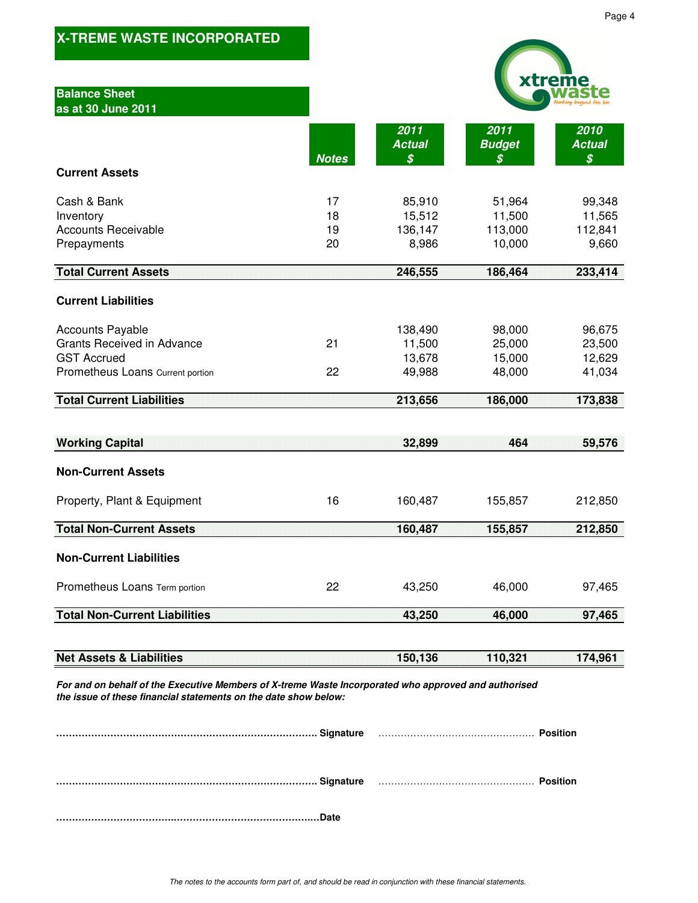# X-TREME WASTE INCORPORATED

## Balance Sheet as at 30 June 2011

| | Notes | 2011 Actual $ | 2011 Budget $ | 2010 Actual $ |
|---|---|---|---|---|
| **Current Assets** | | | | |
| Cash & Bank | 17 | 85,910 | 51,964 | 99,348 |
| Inventory | 18 | 15,512 | 11,500 | 11,565 |
| Accounts Receivable | 19 | 136,147 | 113,000 | 112,841 |
| Prepayments | 20 | 8,986 | 10,000 | 9,660 |
| **Total Current Assets** | | **246,555** | **186,464** | **233,414** |
| **Current Liabilities** | | | | |
| Accounts Payable | | 138,490 | 98,000 | 96,675 |
| Grants Received in Advance | 21 | 11,500 | 25,000 | 23,500 |
| GST Accrued | | 13,678 | 15,000 | 12,629 |
| Prometheus Loans Current portion | 22 | 49,988 | 48,000 | 41,034 |
| **Total Current Liabilities** | | **213,656** | **186,000** | **173,838** |
| **Working Capital** | | **32,899** | **464** | **59,576** |
| **Non-Current Assets** | | | | |
| Property, Plant & Equipment | 16 | 160,487 | 155,857 | 212,850 |
| **Total Non-Current Assets** | | **160,487** | **155,857** | **212,850** |
| **Non-Current Liabilities** | | | | |
| Prometheus Loans Term portion | 22 | 43,250 | 46,000 | 97,465 |
| **Total Non-Current Liabilities** | | **43,250** | **46,000** | **97,465** |
| **Net Assets & Liabilities** | | **150,136** | **110,321** | **174,961** |

***For and on behalf of the Executive Members of X-treme Waste Incorporated who approved and authorised the issue of these financial statements on the date show below:***

**.................................................................................. Signature** .................................................. **Position**

**.................................................................................. Signature** .................................................. **Position**

**..................................................................................Date**

*The notes to the accounts form part of, and should be read in conjunction with these financial statements.*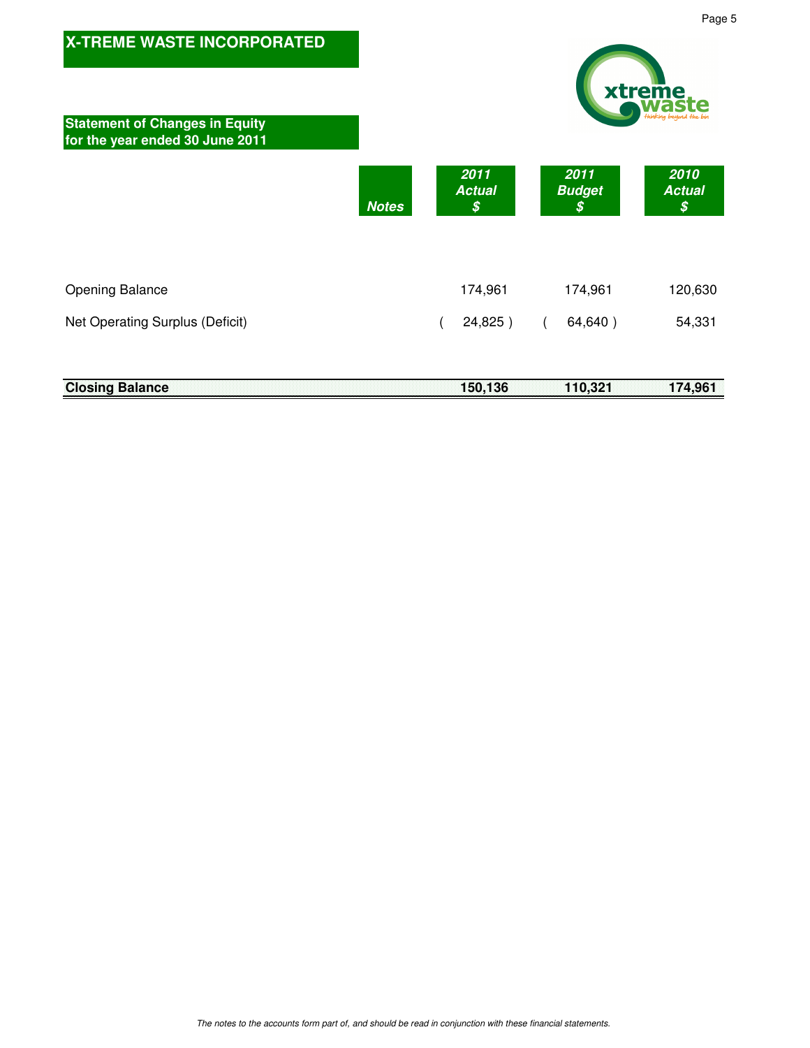# X-TREME WASTE INCORPORATED

## Statement of Changes in Equity for the year ended 30 June 2011

| | Notes | 2011 Actual $ | 2011 Budget $ | 2010 Actual $ |
|---|---|---|---|---|
| Opening Balance | | 174,961 | 174,961 | 120,630 |
| Net Operating Surplus (Deficit) | | ( 24,825 ) | ( 64,640 ) | 54,331 |
| **Closing Balance** | | **150,136** | **110,321** | **174,961** |

*The notes to the accounts form part of, and should be read in conjunction with these financial statements.*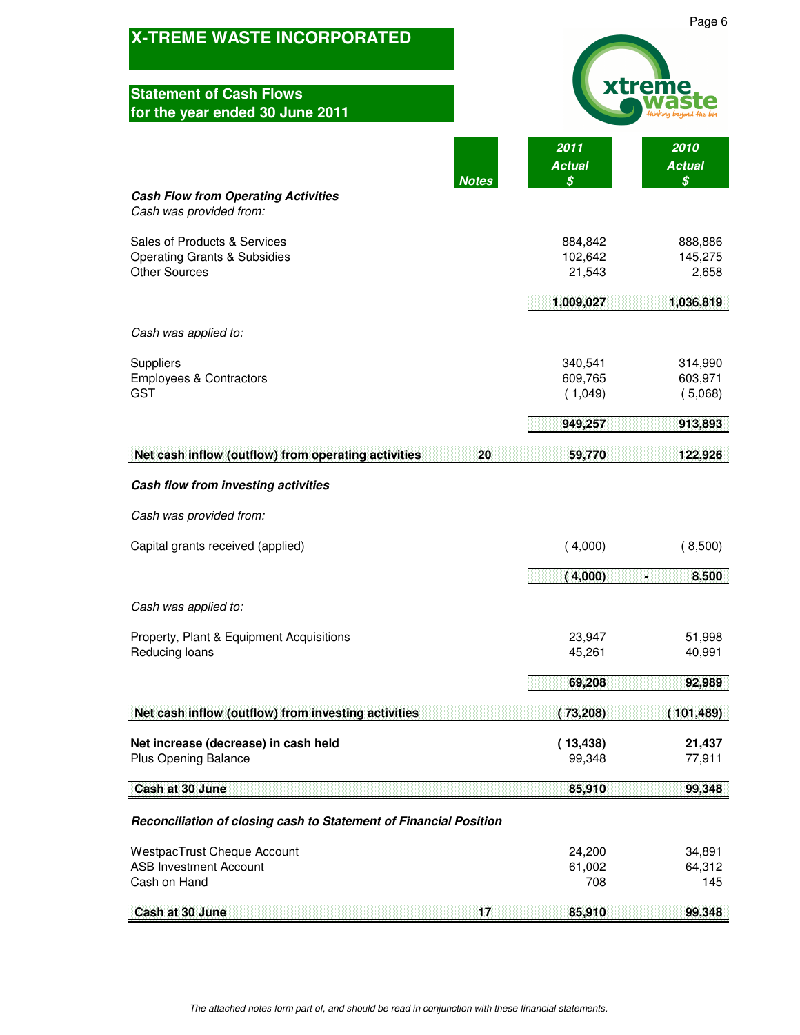# X-TREME WASTE INCORPORATED

## Statement of Cash Flows for the year ended 30 June 2011

| | Notes | 2011 Actual $ | 2010 Actual $ |
|---|---|---|---|
| ***Cash Flow from Operating Activities*** | | | |
| *Cash was provided from:* | | | |
| Sales of Products & Services | | 884,842 | 888,886 |
| Operating Grants & Subsidies | | 102,642 | 145,275 |
| Other Sources | | 21,543 | 2,658 |
| | | **1,009,027** | **1,036,819** |
| *Cash was applied to:* | | | |
| Suppliers | | 340,541 | 314,990 |
| Employees & Contractors | | 609,765 | 603,971 |
| GST | | ( 1,049) | ( 5,068) |
| | | **949,257** | **913,893** |
| **Net cash inflow (outflow) from operating activities** | **20** | **59,770** | **122,926** |
| ***Cash flow from investing activities*** | | | |
| *Cash was provided from:* | | | |
| Capital grants received (applied) | | ( 4,000) | ( 8,500) |
| | | **( 4,000)** | **- 8,500** |
| *Cash was applied to:* | | | |
| Property, Plant & Equipment Acquisitions | | 23,947 | 51,998 |
| Reducing loans | | 45,261 | 40,991 |
| | | **69,208** | **92,989** |
| **Net cash inflow (outflow) from investing activities** | | **( 73,208)** | **( 101,489)** |
| **Net increase (decrease) in cash held** | | **( 13,438)** | **21,437** |
| Plus Opening Balance | | 99,348 | 77,911 |
| **Cash at 30 June** | | **85,910** | **99,348** |
| ***Reconciliation of closing cash to Statement of Financial Position*** | | | |
| WestpacTrust Cheque Account | | 24,200 | 34,891 |
| ASB Investment Account | | 61,002 | 64,312 |
| Cash on Hand | | 708 | 145 |
| **Cash at 30 June** | **17** | **85,910** | **99,348** |

*The attached notes form part of, and should be read in conjunction with these financial statements.*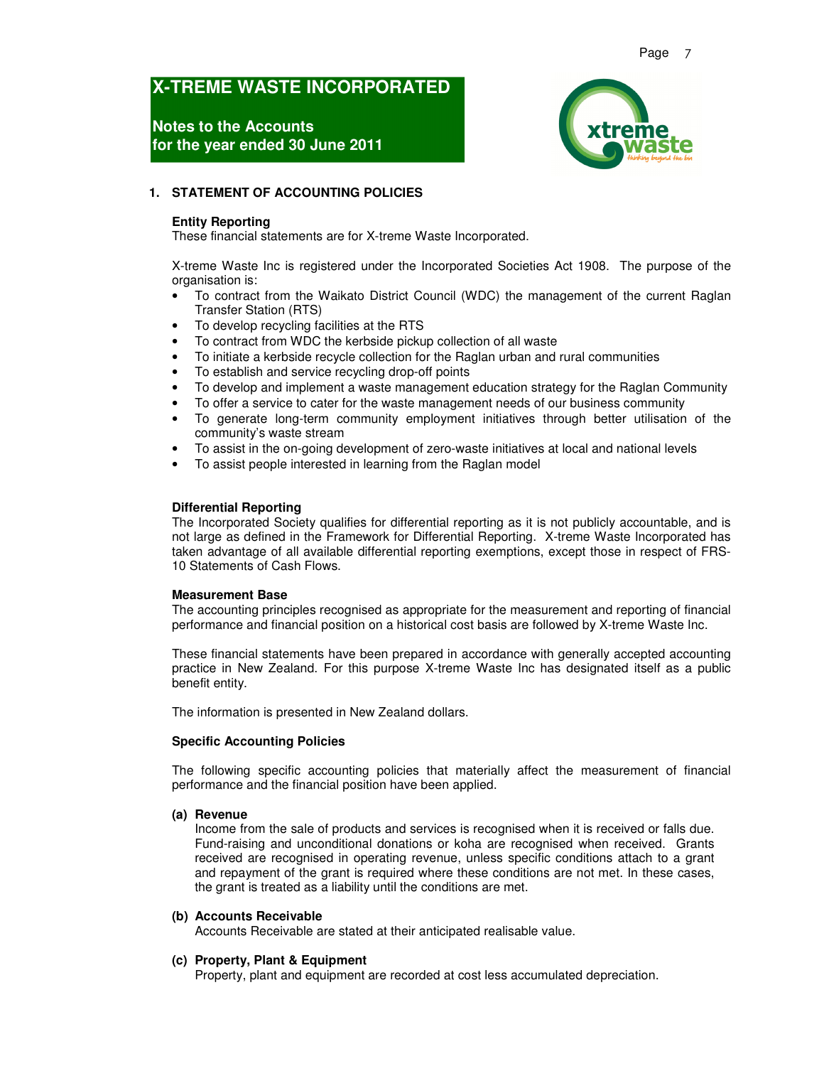# X-TREME WASTE INCORPORATED

## Notes to the Accounts for the year ended 30 June 2011

### 1. STATEMENT OF ACCOUNTING POLICIES

**Entity Reporting**
These financial statements are for X-treme Waste Incorporated.

X-treme Waste Inc is registered under the Incorporated Societies Act 1908. The purpose of the organisation is:

- To contract from the Waikato District Council (WDC) the management of the current Raglan Transfer Station (RTS)
- To develop recycling facilities at the RTS
- To contract from WDC the kerbside pickup collection of all waste
- To initiate a kerbside recycle collection for the Raglan urban and rural communities
- To establish and service recycling drop-off points
- To develop and implement a waste management education strategy for the Raglan Community
- To offer a service to cater for the waste management needs of our business community
- To generate long-term community employment initiatives through better utilisation of the community's waste stream
- To assist in the on-going development of zero-waste initiatives at local and national levels
- To assist people interested in learning from the Raglan model

**Differential Reporting**
The Incorporated Society qualifies for differential reporting as it is not publicly accountable, and is not large as defined in the Framework for Differential Reporting. X-treme Waste Incorporated has taken advantage of all available differential reporting exemptions, except those in respect of FRS-10 Statements of Cash Flows.

**Measurement Base**
The accounting principles recognised as appropriate for the measurement and reporting of financial performance and financial position on a historical cost basis are followed by X-treme Waste Inc.

These financial statements have been prepared in accordance with generally accepted accounting practice in New Zealand. For this purpose X-treme Waste Inc has designated itself as a public benefit entity.

The information is presented in New Zealand dollars.

**Specific Accounting Policies**

The following specific accounting policies that materially affect the measurement of financial performance and the financial position have been applied.

**(a) Revenue**
Income from the sale of products and services is recognised when it is received or falls due. Fund-raising and unconditional donations or koha are recognised when received. Grants received are recognised in operating revenue, unless specific conditions attach to a grant and repayment of the grant is required where these conditions are not met. In these cases, the grant is treated as a liability until the conditions are met.

**(b) Accounts Receivable**
Accounts Receivable are stated at their anticipated realisable value.

**(c) Property, Plant & Equipment**
Property, plant and equipment are recorded at cost less accumulated depreciation.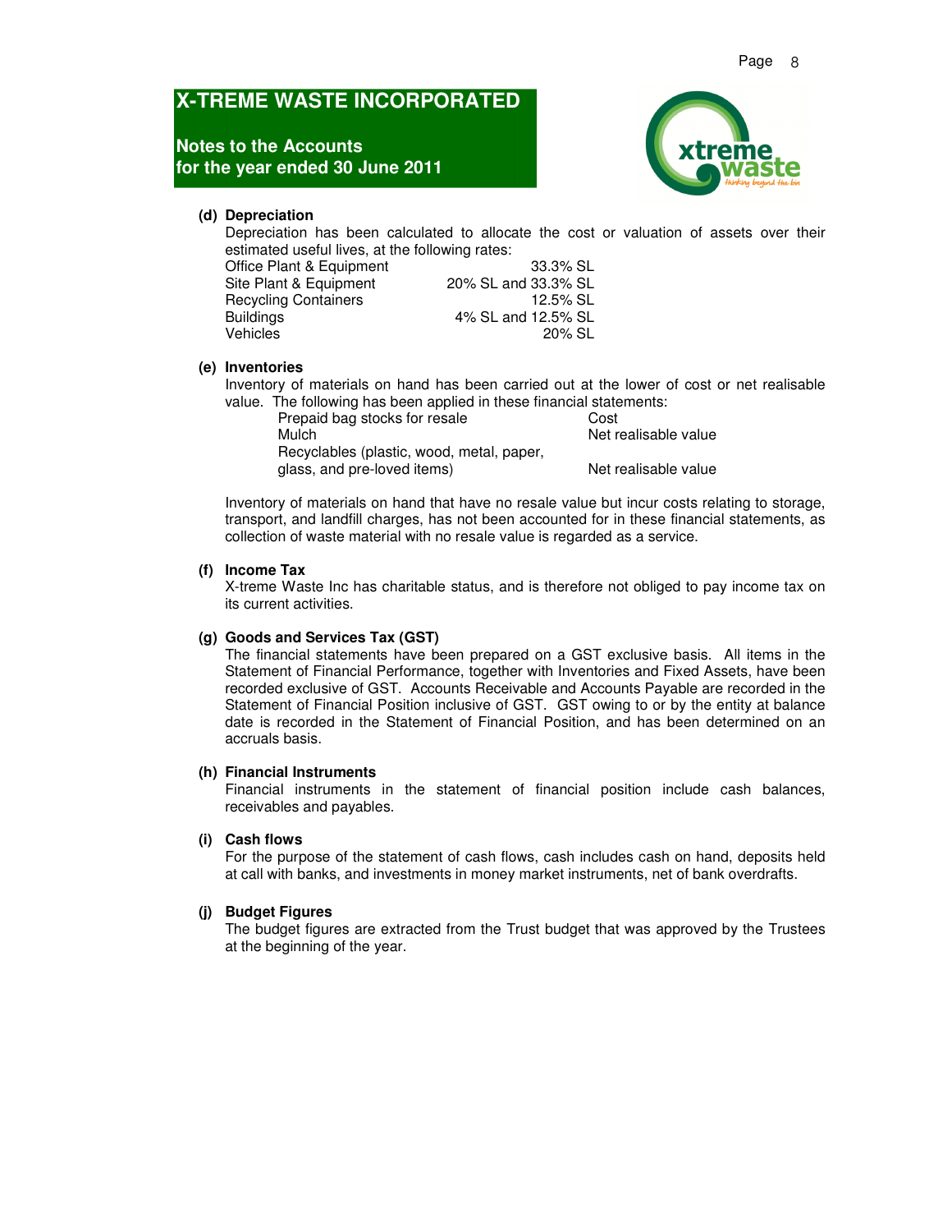# X-TREME WASTE INCORPORATED

## Notes to the Accounts for the year ended 30 June 2011

### (d) Depreciation

Depreciation has been calculated to allocate the cost or valuation of assets over their estimated useful lives, at the following rates:

| | |
|---|---|
| Office Plant & Equipment | 33.3% SL |
| Site Plant & Equipment | 20% SL and 33.3% SL |
| Recycling Containers | 12.5% SL |
| Buildings | 4% SL and 12.5% SL |
| Vehicles | 20% SL |

### (e) Inventories

Inventory of materials on hand has been carried out at the lower of cost or net realisable value. The following has been applied in these financial statements:

| | |
|---|---|
| Prepaid bag stocks for resale | Cost |
| Mulch | Net realisable value |
| Recyclables (plastic, wood, metal, paper, glass, and pre-loved items) | Net realisable value |

Inventory of materials on hand that have no resale value but incur costs relating to storage, transport, and landfill charges, has not been accounted for in these financial statements, as collection of waste material with no resale value is regarded as a service.

### (f) Income Tax

X-treme Waste Inc has charitable status, and is therefore not obliged to pay income tax on its current activities.

### (g) Goods and Services Tax (GST)

The financial statements have been prepared on a GST exclusive basis. All items in the Statement of Financial Performance, together with Inventories and Fixed Assets, have been recorded exclusive of GST. Accounts Receivable and Accounts Payable are recorded in the Statement of Financial Position inclusive of GST. GST owing to or by the entity at balance date is recorded in the Statement of Financial Position, and has been determined on an accruals basis.

### (h) Financial Instruments

Financial instruments in the statement of financial position include cash balances, receivables and payables.

### (i) Cash flows

For the purpose of the statement of cash flows, cash includes cash on hand, deposits held at call with banks, and investments in money market instruments, net of bank overdrafts.

### (j) Budget Figures

The budget figures are extracted from the Trust budget that was approved by the Trustees at the beginning of the year.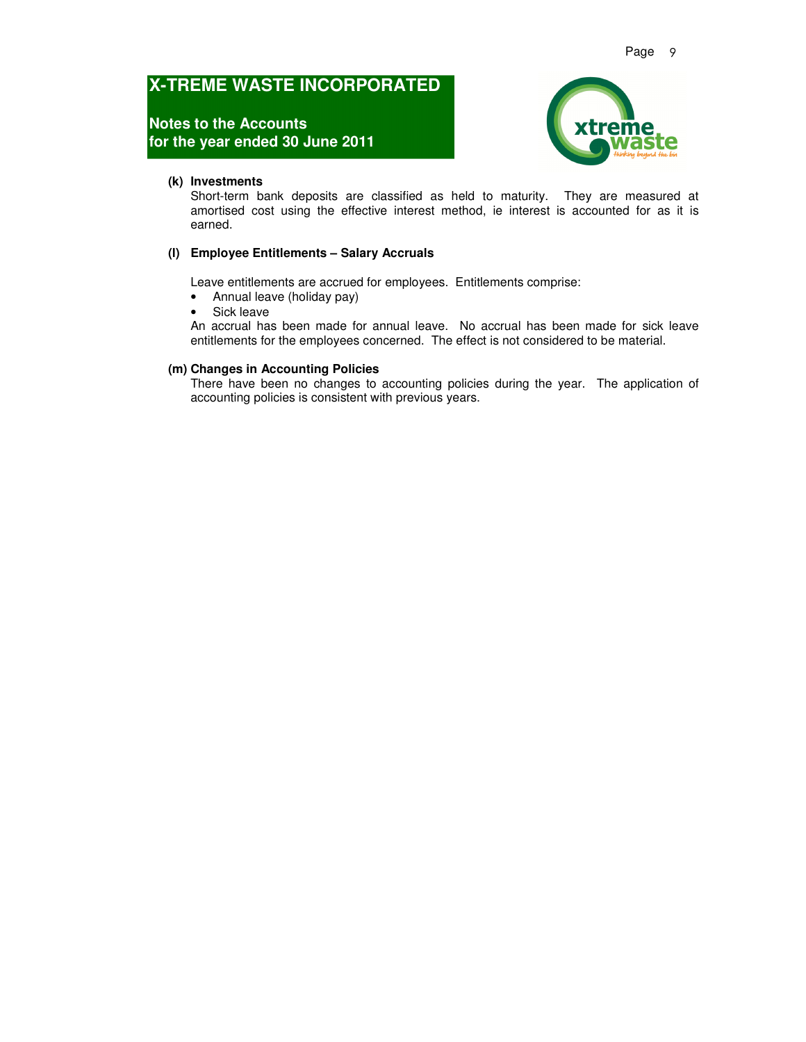# X-TREME WASTE INCORPORATED

## Notes to the Accounts for the year ended 30 June 2011

**(k) Investments**

Short-term bank deposits are classified as held to maturity. They are measured at amortised cost using the effective interest method, ie interest is accounted for as it is earned.

**(l) Employee Entitlements – Salary Accruals**

Leave entitlements are accrued for employees. Entitlements comprise:

- Annual leave (holiday pay)
- Sick leave

An accrual has been made for annual leave. No accrual has been made for sick leave entitlements for the employees concerned. The effect is not considered to be material.

**(m) Changes in Accounting Policies**

There have been no changes to accounting policies during the year. The application of accounting policies is consistent with previous years.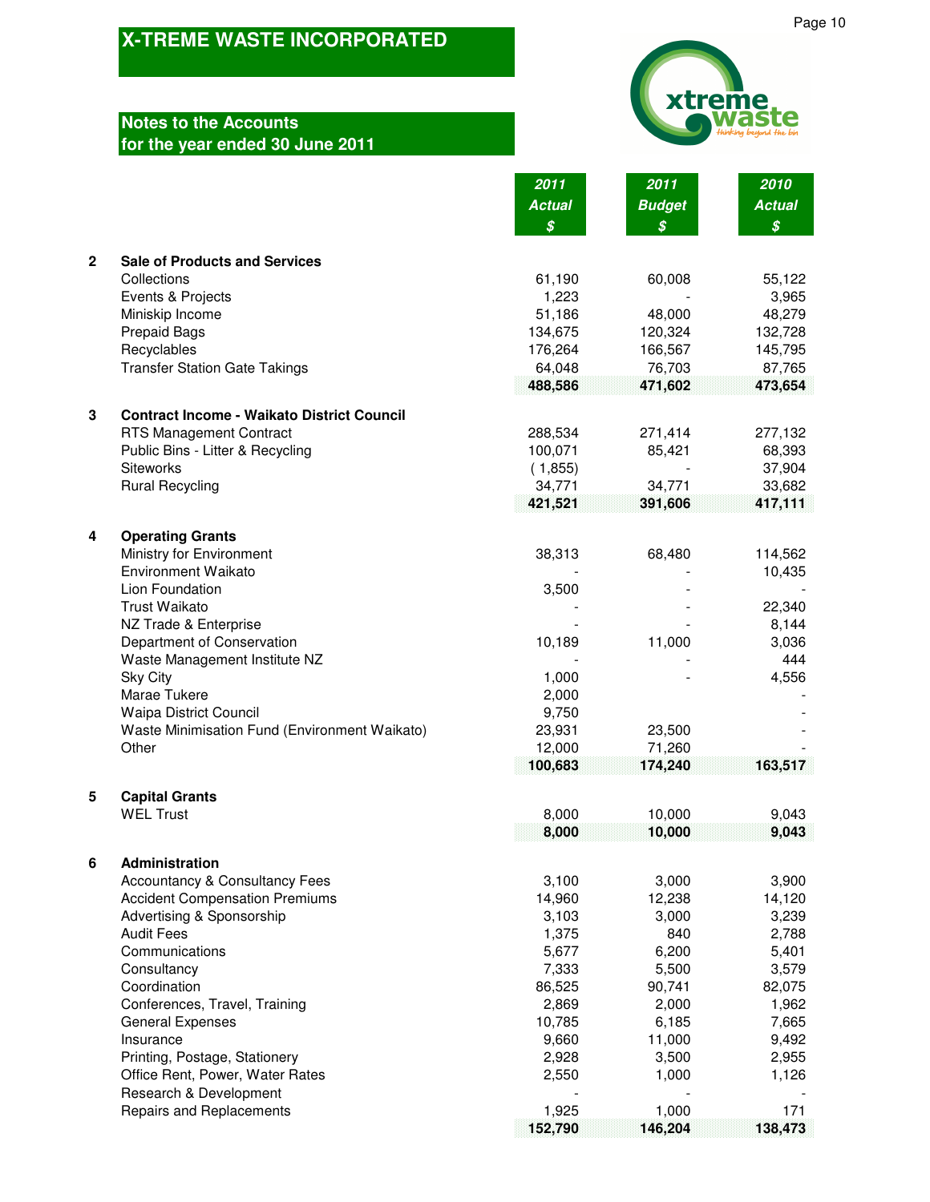# X-TREME WASTE INCORPORATED

## Notes to the Accounts
## for the year ended 30 June 2011

| | | 2011 Actual $ | 2011 Budget $ | 2010 Actual $ |
|---|---|---|---|---|
| **2** | **Sale of Products and Services** | | | |
| | Collections | 61,190 | 60,008 | 55,122 |
| | Events & Projects | 1,223 | - | 3,965 |
| | Miniskip Income | 51,186 | 48,000 | 48,279 |
| | Prepaid Bags | 134,675 | 120,324 | 132,728 |
| | Recyclables | 176,264 | 166,567 | 145,795 |
| | Transfer Station Gate Takings | 64,048 | 76,703 | 87,765 |
| | | **488,586** | **471,602** | **473,654** |
| **3** | **Contract Income - Waikato District Council** | | | |
| | RTS Management Contract | 288,534 | 271,414 | 277,132 |
| | Public Bins - Litter & Recycling | 100,071 | 85,421 | 68,393 |
| | Siteworks | ( 1,855) | - | 37,904 |
| | Rural Recycling | 34,771 | 34,771 | 33,682 |
| | | **421,521** | **391,606** | **417,111** |
| **4** | **Operating Grants** | | | |
| | Ministry for Environment | 38,313 | 68,480 | 114,562 |
| | Environment Waikato | - | - | 10,435 |
| | Lion Foundation | 3,500 | - | - |
| | Trust Waikato | - | - | 22,340 |
| | NZ Trade & Enterprise | - | - | 8,144 |
| | Department of Conservation | 10,189 | 11,000 | 3,036 |
| | Waste Management Institute NZ | - | - | 444 |
| | Sky City | 1,000 | - | 4,556 |
| | Marae Tukere | 2,000 | | - |
| | Waipa District Council | 9,750 | | - |
| | Waste Minimisation Fund (Environment Waikato) | 23,931 | 23,500 | - |
| | Other | 12,000 | 71,260 | - |
| | | **100,683** | **174,240** | **163,517** |
| **5** | **Capital Grants** | | | |
| | WEL Trust | 8,000 | 10,000 | 9,043 |
| | | **8,000** | **10,000** | **9,043** |
| **6** | **Administration** | | | |
| | Accountancy & Consultancy Fees | 3,100 | 3,000 | 3,900 |
| | Accident Compensation Premiums | 14,960 | 12,238 | 14,120 |
| | Advertising & Sponsorship | 3,103 | 3,000 | 3,239 |
| | Audit Fees | 1,375 | 840 | 2,788 |
| | Communications | 5,677 | 6,200 | 5,401 |
| | Consultancy | 7,333 | 5,500 | 3,579 |
| | Coordination | 86,525 | 90,741 | 82,075 |
| | Conferences, Travel, Training | 2,869 | 2,000 | 1,962 |
| | General Expenses | 10,785 | 6,185 | 7,665 |
| | Insurance | 9,660 | 11,000 | 9,492 |
| | Printing, Postage, Stationery | 2,928 | 3,500 | 2,955 |
| | Office Rent, Power, Water Rates | 2,550 | 1,000 | 1,126 |
| | Research & Development | - | - | - |
| | Repairs and Replacements | 1,925 | 1,000 | 171 |
| | | **152,790** | **146,204** | **138,473** |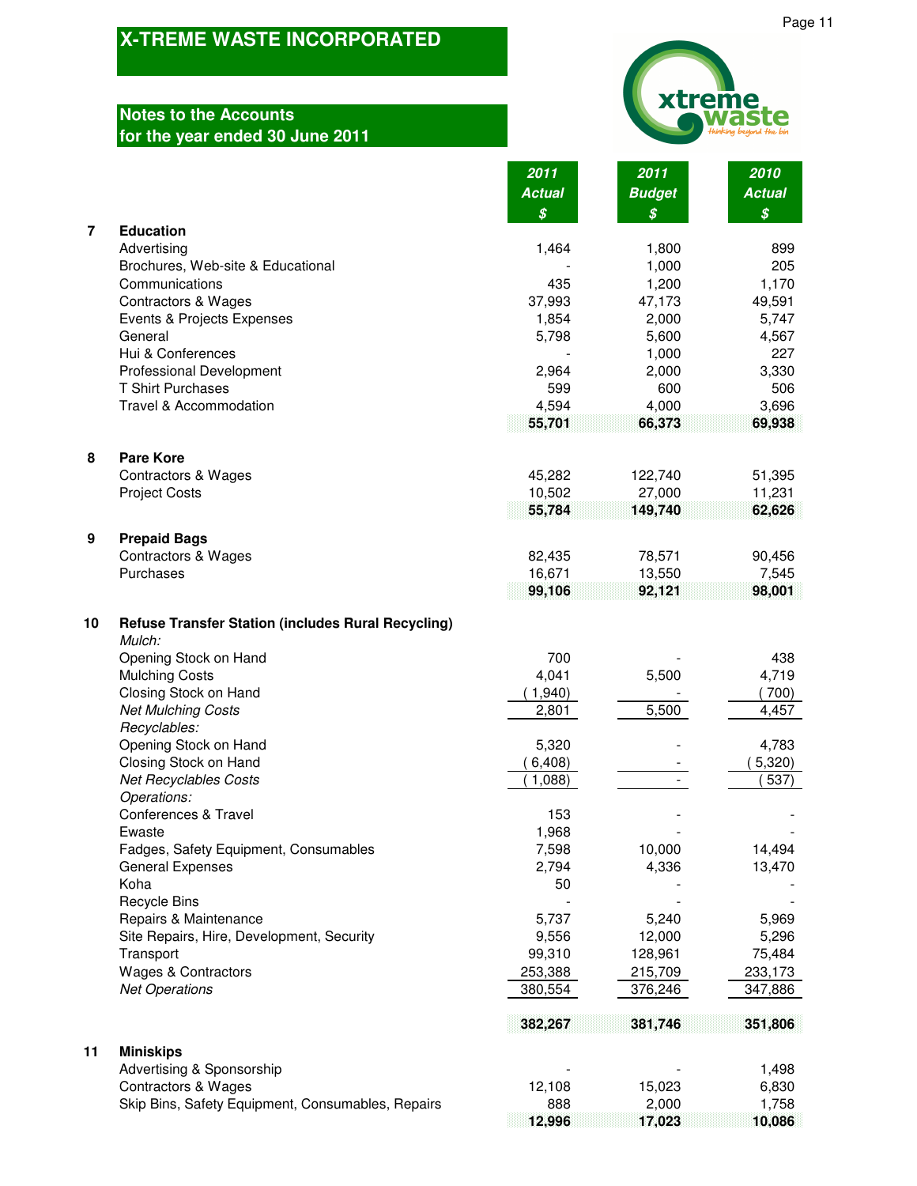# X-TREME WASTE INCORPORATED

## Notes to the Accounts for the year ended 30 June 2011

| | | 2011 Actual $ | 2011 Budget $ | 2010 Actual $ |
|---|---|---|---|---|
| **7** | **Education** | | | |
| | Advertising | 1,464 | 1,800 | 899 |
| | Brochures, Web-site & Educational | - | 1,000 | 205 |
| | Communications | 435 | 1,200 | 1,170 |
| | Contractors & Wages | 37,993 | 47,173 | 49,591 |
| | Events & Projects Expenses | 1,854 | 2,000 | 5,747 |
| | General | 5,798 | 5,600 | 4,567 |
| | Hui & Conferences | - | 1,000 | 227 |
| | Professional Development | 2,964 | 2,000 | 3,330 |
| | T Shirt Purchases | 599 | 600 | 506 |
| | Travel & Accommodation | 4,594 | 4,000 | 3,696 |
| | | **55,701** | **66,373** | **69,938** |
| **8** | **Pare Kore** | | | |
| | Contractors & Wages | 45,282 | 122,740 | 51,395 |
| | Project Costs | 10,502 | 27,000 | 11,231 |
| | | **55,784** | **149,740** | **62,626** |
| **9** | **Prepaid Bags** | | | |
| | Contractors & Wages | 82,435 | 78,571 | 90,456 |
| | Purchases | 16,671 | 13,550 | 7,545 |
| | | **99,106** | **92,121** | **98,001** |
| **10** | **Refuse Transfer Station (includes Rural Recycling)** | | | |
| | *Mulch:* | | | |
| | Opening Stock on Hand | 700 | - | 438 |
| | Mulching Costs | 4,041 | 5,500 | 4,719 |
| | Closing Stock on Hand | (1,940) | - | (700) |
| | *Net Mulching Costs* | 2,801 | 5,500 | 4,457 |
| | *Recyclables:* | | | |
| | Opening Stock on Hand | 5,320 | - | 4,783 |
| | Closing Stock on Hand | (6,408) | - | (5,320) |
| | *Net Recyclables Costs* | (1,088) | - | (537) |
| | *Operations:* | | | |
| | Conferences & Travel | 153 | - | - |
| | Ewaste | 1,968 | - | - |
| | Fadges, Safety Equipment, Consumables | 7,598 | 10,000 | 14,494 |
| | General Expenses | 2,794 | 4,336 | 13,470 |
| | Koha | 50 | - | - |
| | Recycle Bins | - | - | - |
| | Repairs & Maintenance | 5,737 | 5,240 | 5,969 |
| | Site Repairs, Hire, Development, Security | 9,556 | 12,000 | 5,296 |
| | Transport | 99,310 | 128,961 | 75,484 |
| | Wages & Contractors | 253,388 | 215,709 | 233,173 |
| | *Net Operations* | 380,554 | 376,246 | 347,886 |
| | | **382,267** | **381,746** | **351,806** |
| **11** | **Miniskips** | | | |
| | Advertising & Sponsorship | - | - | 1,498 |
| | Contractors & Wages | 12,108 | 15,023 | 6,830 |
| | Skip Bins, Safety Equipment, Consumables, Repairs | 888 | 2,000 | 1,758 |
| | | **12,996** | **17,023** | **10,086** |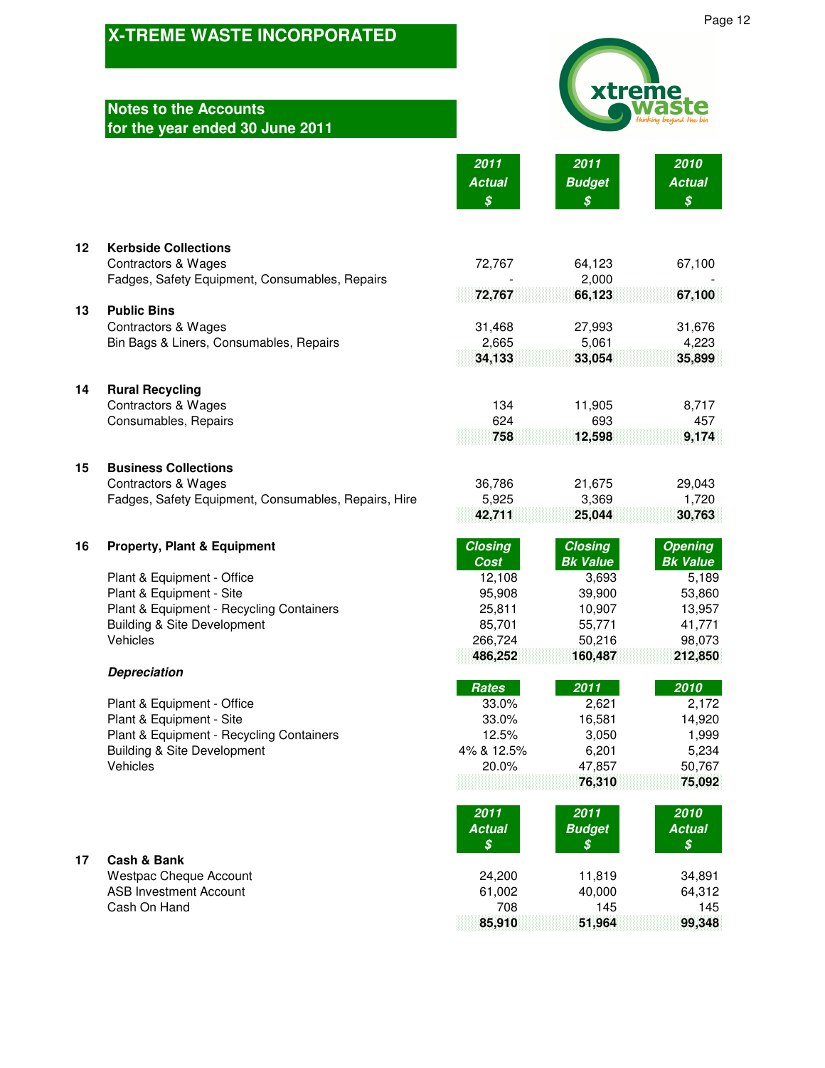# X-TREME WASTE INCORPORATED

## Notes to the Accounts
## for the year ended 30 June 2011

| | | 2011 Actual $ | 2011 Budget $ | 2010 Actual $ |
|---|---|---|---|---|
| **12** | **Kerbside Collections** | | | |
| | Contractors & Wages | 72,767 | 64,123 | 67,100 |
| | Fadges, Safety Equipment, Consumables, Repairs | - | 2,000 | - |
| | | **72,767** | **66,123** | **67,100** |
| **13** | **Public Bins** | | | |
| | Contractors & Wages | 31,468 | 27,993 | 31,676 |
| | Bin Bags & Liners, Consumables, Repairs | 2,665 | 5,061 | 4,223 |
| | | **34,133** | **33,054** | **35,899** |
| **14** | **Rural Recycling** | | | |
| | Contractors & Wages | 134 | 11,905 | 8,717 |
| | Consumables, Repairs | 624 | 693 | 457 |
| | | **758** | **12,598** | **9,174** |
| **15** | **Business Collections** | | | |
| | Contractors & Wages | 36,786 | 21,675 | 29,043 |
| | Fadges, Safety Equipment, Consumables, Repairs, Hire | 5,925 | 3,369 | 1,720 |
| | | **42,711** | **25,044** | **30,763** |

| | **16 Property, Plant & Equipment** | Closing Cost | Closing Bk Value | Opening Bk Value |
|---|---|---|---|---|
| | Plant & Equipment - Office | 12,108 | 3,693 | 5,189 |
| | Plant & Equipment - Site | 95,908 | 39,900 | 53,860 |
| | Plant & Equipment - Recycling Containers | 25,811 | 10,907 | 13,957 |
| | Building & Site Development | 85,701 | 55,771 | 41,771 |
| | Vehicles | 266,724 | 50,216 | 98,073 |
| | | **486,252** | **160,487** | **212,850** |

***Depreciation***

| | Rates | 2011 | 2010 |
|---|---|---|---|
| Plant & Equipment - Office | 33.0% | 2,621 | 2,172 |
| Plant & Equipment - Site | 33.0% | 16,581 | 14,920 |
| Plant & Equipment - Recycling Containers | 12.5% | 3,050 | 1,999 |
| Building & Site Development | 4% & 12.5% | 6,201 | 5,234 |
| Vehicles | 20.0% | 47,857 | 50,767 |
| | | **76,310** | **75,092** |

| | | 2011 Actual $ | 2011 Budget $ | 2010 Actual $ |
|---|---|---|---|---|
| **17** | **Cash & Bank** | | | |
| | Westpac Cheque Account | 24,200 | 11,819 | 34,891 |
| | ASB Investment Account | 61,002 | 40,000 | 64,312 |
| | Cash On Hand | 708 | 145 | 145 |
| | | **85,910** | **51,964** | **99,348** |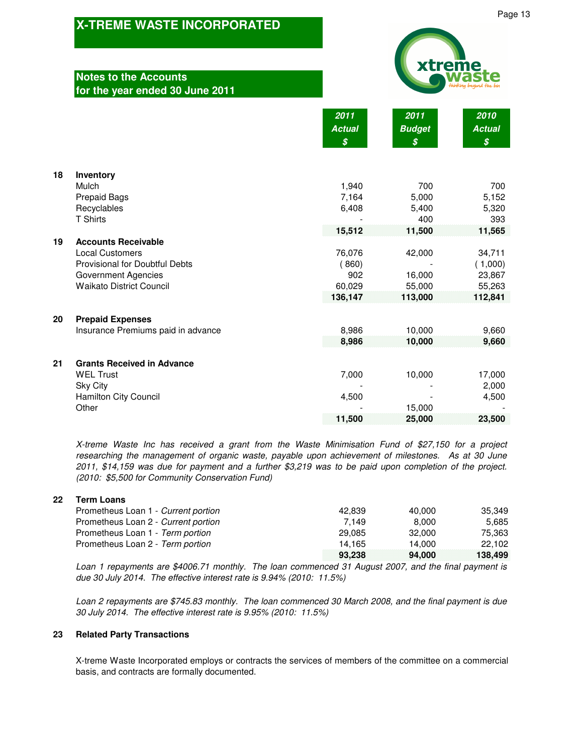# X-TREME WASTE INCORPORATED

## Notes to the Accounts for the year ended 30 June 2011

| | | 2011 Actual $ | 2011 Budget $ | 2010 Actual $ |
|---|---|---|---|---|
| **18** | **Inventory** | | | |
| | Mulch | 1,940 | 700 | 700 |
| | Prepaid Bags | 7,164 | 5,000 | 5,152 |
| | Recyclables | 6,408 | 5,400 | 5,320 |
| | T Shirts | - | 400 | 393 |
| | | **15,512** | **11,500** | **11,565** |
| **19** | **Accounts Receivable** | | | |
| | Local Customers | 76,076 | 42,000 | 34,711 |
| | Provisional for Doubtful Debts | ( 860) | - | ( 1,000) |
| | Government Agencies | 902 | 16,000 | 23,867 |
| | Waikato District Council | 60,029 | 55,000 | 55,263 |
| | | **136,147** | **113,000** | **112,841** |
| **20** | **Prepaid Expenses** | | | |
| | Insurance Premiums paid in advance | 8,986 | 10,000 | 9,660 |
| | | **8,986** | **10,000** | **9,660** |
| **21** | **Grants Received in Advance** | | | |
| | WEL Trust | 7,000 | 10,000 | 17,000 |
| | Sky City | - | - | 2,000 |
| | Hamilton City Council | 4,500 | - | 4,500 |
| | Other | - | 15,000 | - |
| | | **11,500** | **25,000** | **23,500** |

*X-treme Waste Inc has received a grant from the Waste Minimisation Fund of $27,150 for a project researching the management of organic waste, payable upon achievement of milestones. As at 30 June 2011, $14,159 was due for payment and a further $3,219 was to be paid upon completion of the project. (2010: $5,500 for Community Conservation Fund)*

| | | 2011 Actual $ | 2011 Budget $ | 2010 Actual $ |
|---|---|---|---|---|
| **22** | **Term Loans** | | | |
| | Prometheus Loan 1 - *Current portion* | 42,839 | 40,000 | 35,349 |
| | Prometheus Loan 2 - *Current portion* | 7,149 | 8,000 | 5,685 |
| | Prometheus Loan 1 - *Term portion* | 29,085 | 32,000 | 75,363 |
| | Prometheus Loan 2 - *Term portion* | 14,165 | 14,000 | 22,102 |
| | | **93,238** | **94,000** | **138,499** |

*Loan 1 repayments are $4006.71 monthly. The loan commenced 31 August 2007, and the final payment is due 30 July 2014. The effective interest rate is 9.94% (2010: 11.5%)*

*Loan 2 repayments are $745.83 monthly. The loan commenced 30 March 2008, and the final payment is due 30 July 2014. The effective interest rate is 9.95% (2010: 11.5%)*

### 23 Related Party Transactions

X-treme Waste Incorporated employs or contracts the services of members of the committee on a commercial basis, and contracts are formally documented.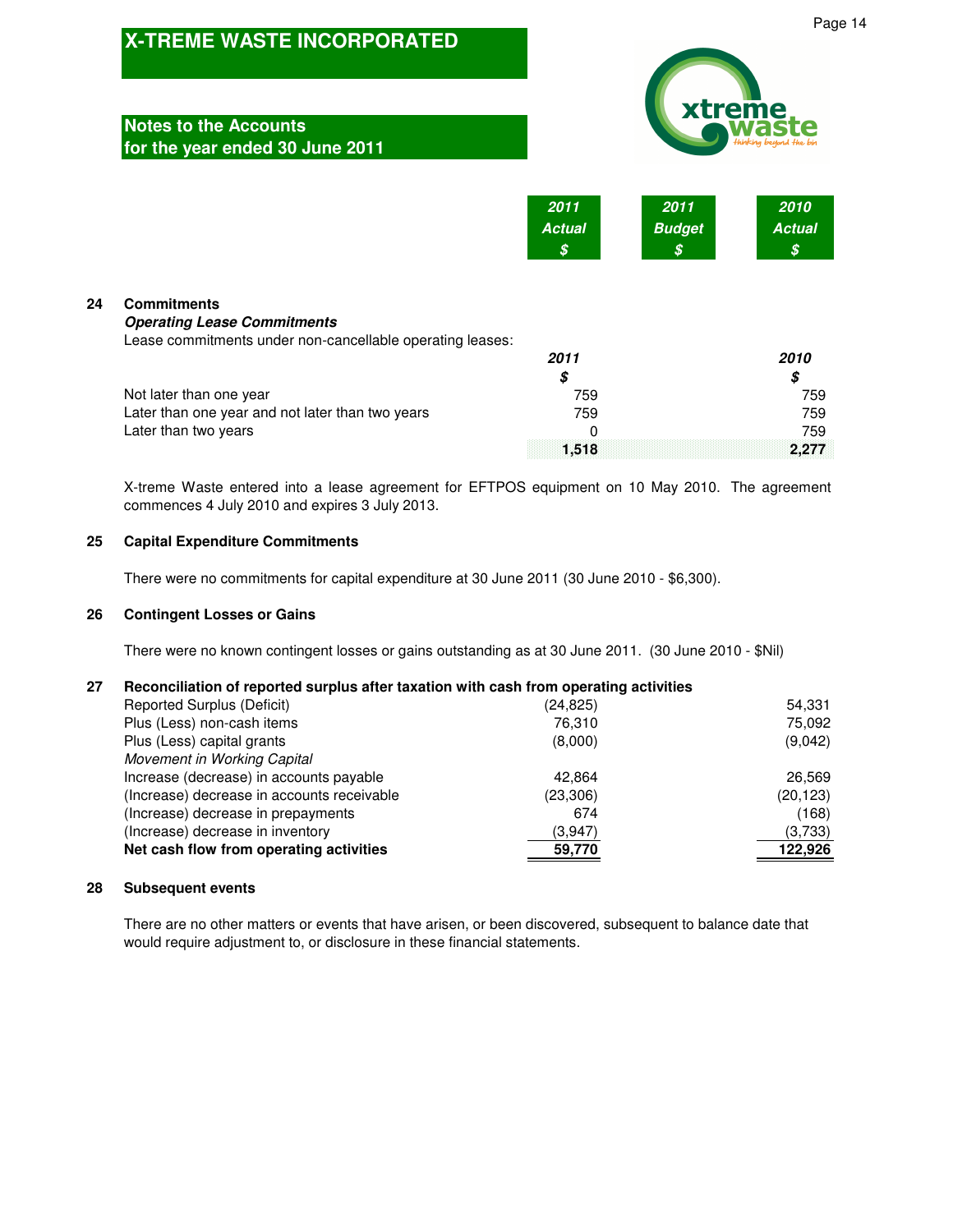# X-TREME WASTE INCORPORATED

## Notes to the Accounts for the year ended 30 June 2011

| | 2011 Actual $ | 2011 Budget $ | 2010 Actual $ |
|---|---|---|---|

### 24 Commitments

***Operating Lease Commitments***

Lease commitments under non-cancellable operating leases:

| | 2011 $ | 2010 $ |
|---|---|---|
| Not later than one year | 759 | 759 |
| Later than one year and not later than two years | 759 | 759 |
| Later than two years | 0 | 759 |
| | **1,518** | **2,277** |

X-treme Waste entered into a lease agreement for EFTPOS equipment on 10 May 2010. The agreement commences 4 July 2010 and expires 3 July 2013.

### 25 Capital Expenditure Commitments

There were no commitments for capital expenditure at 30 June 2011 (30 June 2010 - $6,300).

### 26 Contingent Losses or Gains

There were no known contingent losses or gains outstanding as at 30 June 2011. (30 June 2010 - $Nil)

### 27 Reconciliation of reported surplus after taxation with cash from operating activities

| | 2011 | 2010 |
|---|---|---|
| Reported Surplus (Deficit) | (24,825) | 54,331 |
| Plus (Less) non-cash items | 76,310 | 75,092 |
| Plus (Less) capital grants | (8,000) | (9,042) |
| *Movement in Working Capital* | | |
| Increase (decrease) in accounts payable | 42,864 | 26,569 |
| (Increase) decrease in accounts receivable | (23,306) | (20,123) |
| (Increase) decrease in prepayments | 674 | (168) |
| (Increase) decrease in inventory | (3,947) | (3,733) |
| **Net cash flow from operating activities** | **59,770** | **122,926** |

### 28 Subsequent events

There are no other matters or events that have arisen, or been discovered, subsequent to balance date that would require adjustment to, or disclosure in these financial statements.